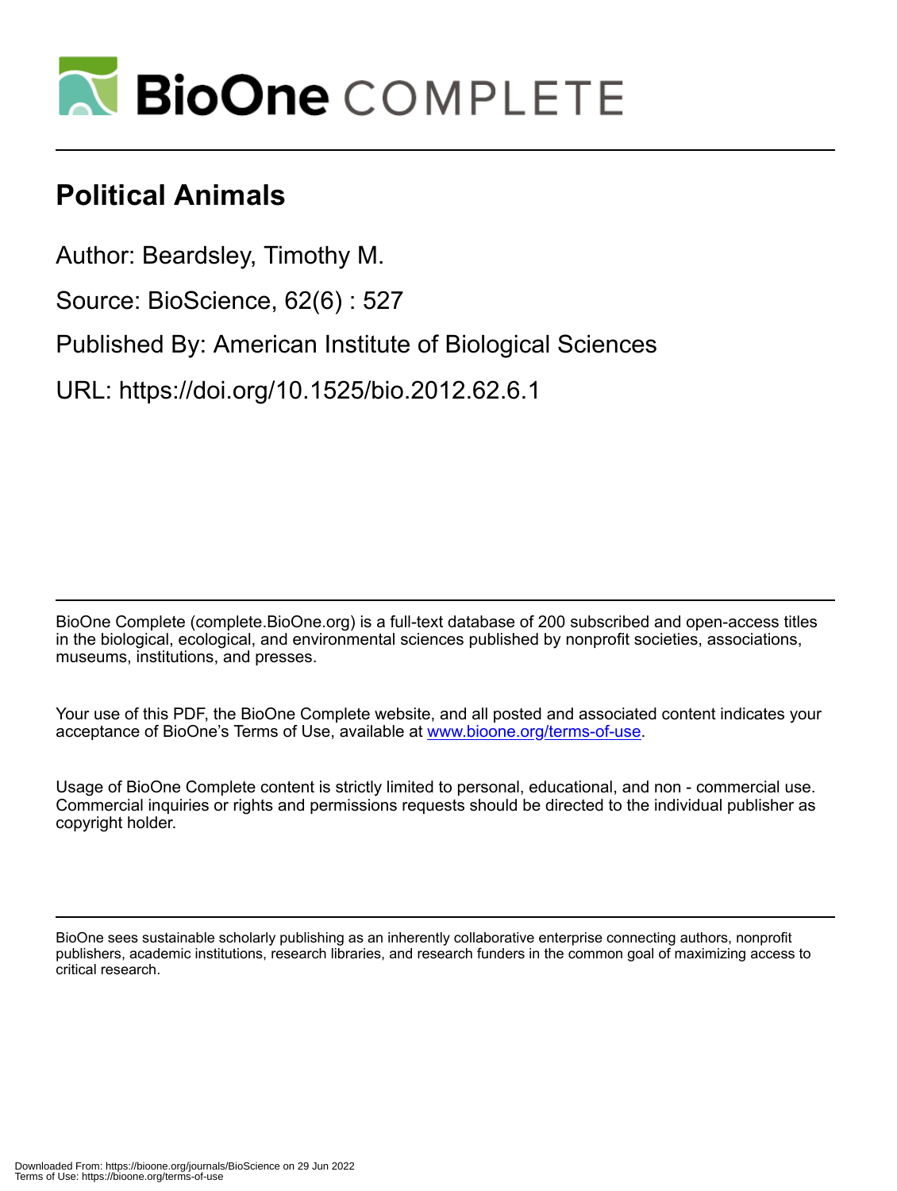BioOne COMPLETE

# Political Animals

Author: Beardsley, Timothy M.

Source: BioScience, 62(6) : 527

Published By: American Institute of Biological Sciences

URL: https://doi.org/10.1525/bio.2012.62.6.1

BioOne Complete (complete.BioOne.org) is a full-text database of 200 subscribed and open-access titles in the biological, ecological, and environmental sciences published by nonprofit societies, associations, museums, institutions, and presses.

Your use of this PDF, the BioOne Complete website, and all posted and associated content indicates your acceptance of BioOne's Terms of Use, available at www.bioone.org/terms-of-use.

Usage of BioOne Complete content is strictly limited to personal, educational, and non - commercial use. Commercial inquiries or rights and permissions requests should be directed to the individual publisher as copyright holder.

BioOne sees sustainable scholarly publishing as an inherently collaborative enterprise connecting authors, nonprofit publishers, academic institutions, research libraries, and research funders in the common goal of maximizing access to critical research.

Downloaded From: https://bioone.org/journals/BioScience on 29 Jun 2022
Terms of Use: https://bioone.org/terms-of-use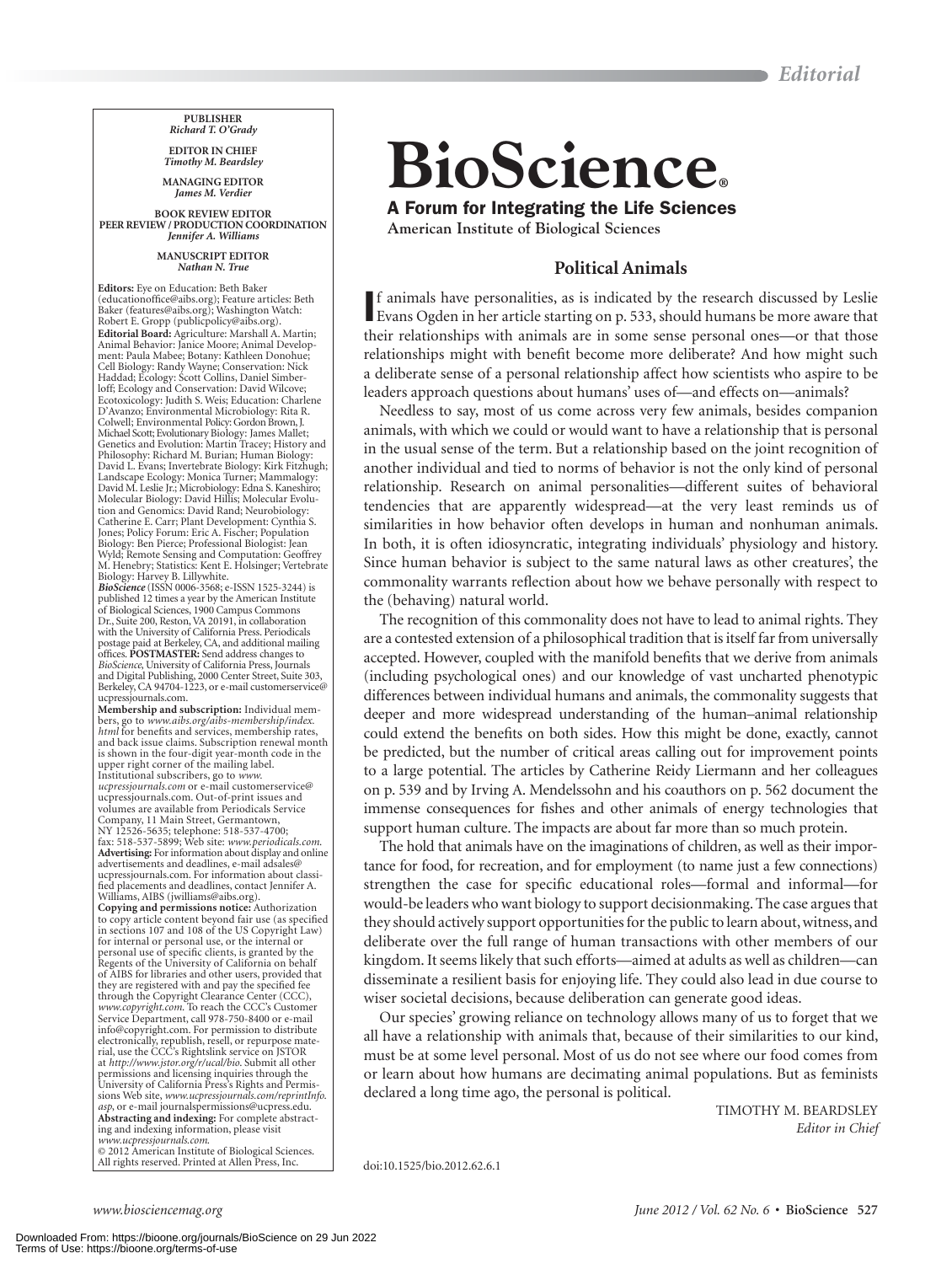**PUBLISHER**
*Richard T. O'Grady*

**EDITOR IN CHIEF**
*Timothy M. Beardsley*

**MANAGING EDITOR**
*James M. Verdier*

**BOOK REVIEW EDITOR**
**PEER REVIEW / PRODUCTION COORDINATION**
*Jennifer A. Williams*

**MANUSCRIPT EDITOR**
*Nathan N. True*

**Editors:** Eye on Education: Beth Baker (educationoffice@aibs.org); Feature articles: Beth Baker (features@aibs.org); Washington Watch: Robert E. Gropp (publicpolicy@aibs.org).
**Editorial Board:** Agriculture: Marshall A. Martin; Animal Behavior: Janice Moore; Animal Development: Paula Mabee; Botany: Kathleen Donohue; Cell Biology: Randy Wayne; Conservation: Nick Haddad; Ecology: Scott Collins, Daniel Simberloff; Ecology and Conservation: David Wilcove; Ecotoxicology: Judith S. Weis; Education: Charlene D'Avanzo; Environmental Microbiology: Rita R. Colwell; Environmental Policy: Gordon Brown, J. Michael Scott; Evolutionary Biology: James Mallet; Genetics and Evolution: Martin Tracey; History and Philosophy: Richard M. Burian; Human Biology: David L. Evans; Invertebrate Biology: Kirk Fitzhugh; Landscape Ecology: Monica Turner; Mammalogy: David M. Leslie Jr.; Microbiology: Edna S. Kaneshiro; Molecular Biology: David Hillis; Molecular Evolution and Genomics: David Rand; Neurobiology: Catherine E. Carr; Plant Development: Cynthia S. Jones; Policy Forum: Eric A. Fischer; Population Biology: Ben Pierce; Professional Biologist: Jean Wyld; Remote Sensing and Computation: Geoffrey M. Henebry; Statistics: Kent E. Holsinger; Vertebrate Biology: Harvey B. Lillywhite.
***BioScience*** (ISSN 0006-3568; e-ISSN 1525-3244) is published 12 times a year by the American Institute of Biological Sciences, 1900 Campus Commons Dr., Suite 200, Reston, VA 20191, in collaboration with the University of California Press. Periodicals postage paid at Berkeley, CA, and additional mailing offices. **POSTMASTER:** Send address changes to *BioScience*, University of California Press, Journals and Digital Publishing, 2000 Center Street, Suite 303, Berkeley, CA 94704-1223, or e-mail customerservice@ucpressjournals.com.
**Membership and subscription:** Individual members, go to *www.aibs.org/aibs-membership/index.html* for benefits and services, membership rates, and back issue claims. Subscription renewal month is shown in the four-digit year-month code in the upper right corner of the mailing label. Institutional subscribers, go to *www.ucpressjournals.com* or e-mail customerservice@ucpressjournals.com. Out-of-print issues and volumes are available from Periodicals Service Company, 11 Main Street, Germantown, NY 12526-5635; telephone: 518-537-4700; fax: 518-537-5899; Web site: *www.periodicals.com*.
**Advertising:** For information about display and online advertisements and deadlines, e-mail adsales@ucpressjournals.com. For information about classified placements and deadlines, contact Jennifer A. Williams, AIBS (jwilliams@aibs.org).
**Copying and permissions notice:** Authorization to copy article content beyond fair use (as specified in sections 107 and 108 of the US Copyright Law) for internal or personal use, or the internal or personal use of specific clients, is granted by the Regents of the University of California on behalf of AIBS for libraries and other users, provided that they are registered with and pay the specified fee through the Copyright Clearance Center (CCC), *www.copyright.com*. To reach the CCC's Customer Service Department, call 978-750-8400 or e-mail info@copyright.com. For permission to distribute electronically, republish, resell, or repurpose material, use the CCC's Rightslink service on JSTOR at *http://www.jstor.org/r/ucal/bio*. Submit all other permissions and licensing inquiries through the University of California Press's Rights and Permissions Web site, *www.ucpressjournals.com/reprintInfo.asp*, or e-mail journalspermissions@ucpress.edu.
**Abstracting and indexing:** For complete abstracting and indexing information, please visit *www.ucpressjournals.com*.
© 2012 American Institute of Biological Sciences. All rights reserved. Printed at Allen Press, Inc.

*Editorial*

# BioScience®

**A Forum for Integrating the Life Sciences**
**American Institute of Biological Sciences**

## Political Animals

If animals have personalities, as is indicated by the research discussed by Leslie Evans Ogden in her article starting on p. 533, should humans be more aware that their relationships with animals are in some sense personal ones—or that those relationships might with benefit become more deliberate? And how might such a deliberate sense of a personal relationship affect how scientists who aspire to be leaders approach questions about humans' uses of—and effects on—animals?

Needless to say, most of us come across very few animals, besides companion animals, with which we could or would want to have a relationship that is personal in the usual sense of the term. But a relationship based on the joint recognition of another individual and tied to norms of behavior is not the only kind of personal relationship. Research on animal personalities—different suites of behavioral tendencies that are apparently widespread—at the very least reminds us of similarities in how behavior often develops in human and nonhuman animals. In both, it is often idiosyncratic, integrating individuals' physiology and history. Since human behavior is subject to the same natural laws as other creatures', the commonality warrants reflection about how we behave personally with respect to the (behaving) natural world.

The recognition of this commonality does not have to lead to animal rights. They are a contested extension of a philosophical tradition that is itself far from universally accepted. However, coupled with the manifold benefits that we derive from animals (including psychological ones) and our knowledge of vast uncharted phenotypic differences between individual humans and animals, the commonality suggests that deeper and more widespread understanding of the human–animal relationship could extend the benefits on both sides. How this might be done, exactly, cannot be predicted, but the number of critical areas calling out for improvement points to a large potential. The articles by Catherine Reidy Liermann and her colleagues on p. 539 and by Irving A. Mendelssohn and his coauthors on p. 562 document the immense consequences for fishes and other animals of energy technologies that support human culture. The impacts are about far more than so much protein.

The hold that animals have on the imaginations of children, as well as their importance for food, for recreation, and for employment (to name just a few connections) strengthen the case for specific educational roles—formal and informal—for would-be leaders who want biology to support decisionmaking. The case argues that they should actively support opportunities for the public to learn about, witness, and deliberate over the full range of human transactions with other members of our kingdom. It seems likely that such efforts—aimed at adults as well as children—can disseminate a resilient basis for enjoying life. They could also lead in due course to wiser societal decisions, because deliberation can generate good ideas.

Our species' growing reliance on technology allows many of us to forget that we all have a relationship with animals that, because of their similarities to our kind, must be at some level personal. Most of us do not see where our food comes from or learn about how humans are decimating animal populations. But as feminists declared a long time ago, the personal is political.

TIMOTHY M. BEARDSLEY
*Editor in Chief*

doi:10.1525/bio.2012.62.6.1